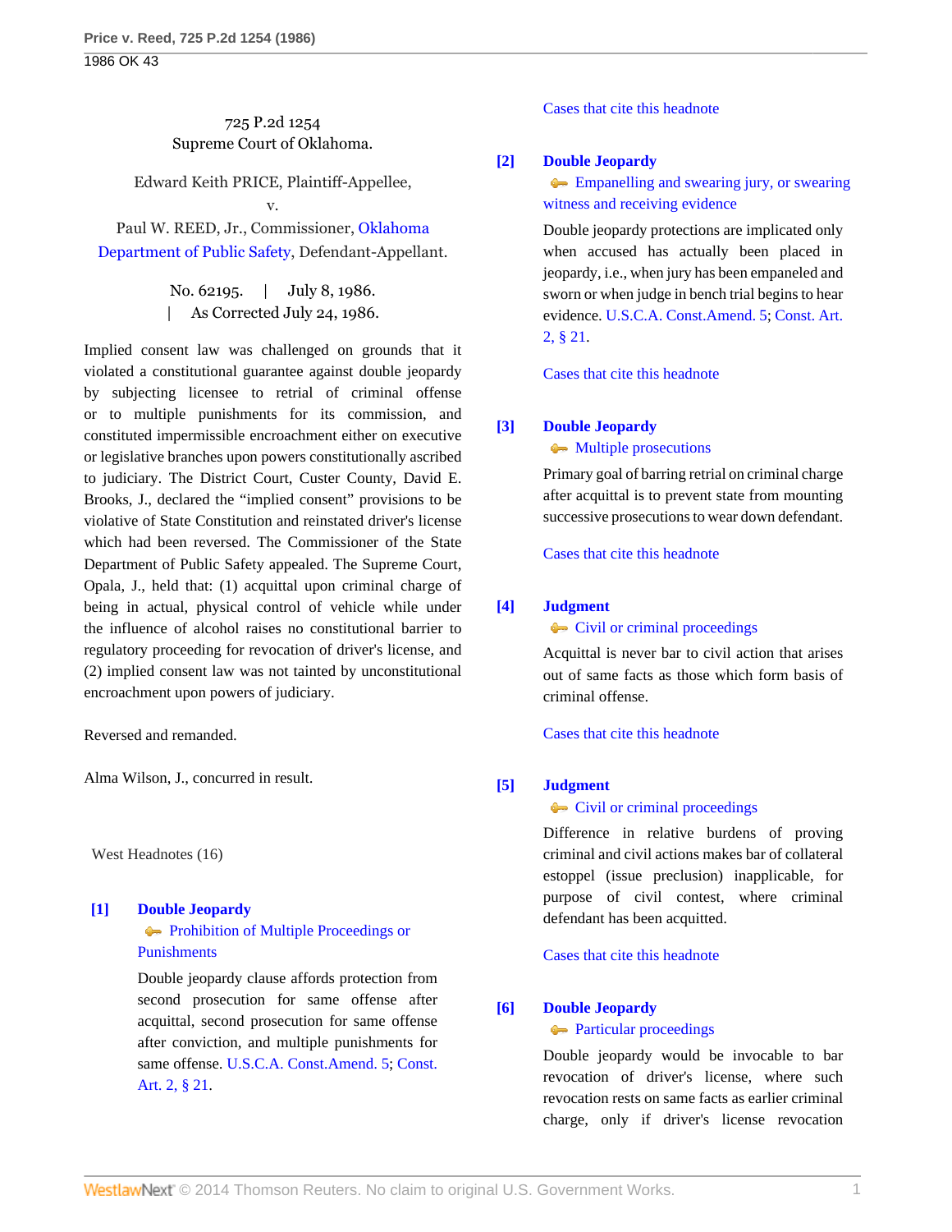725 P.2d 1254
Supreme Court of Oklahoma.

Edward Keith PRICE, Plaintiff-Appellee,
v.
Paul W. REED, Jr., Commissioner, Oklahoma Department of Public Safety, Defendant-Appellant.

No. 62195. | July 8, 1986. | As Corrected July 24, 1986.

Implied consent law was challenged on grounds that it violated a constitutional guarantee against double jeopardy by subjecting licensee to retrial of criminal offense or to multiple punishments for its commission, and constituted impermissible encroachment either on executive or legislative branches upon powers constitutionally ascribed to judiciary. The District Court, Custer County, David E. Brooks, J., declared the "implied consent" provisions to be violative of State Constitution and reinstated driver's license which had been reversed. The Commissioner of the State Department of Public Safety appealed. The Supreme Court, Opala, J., held that: (1) acquittal upon criminal charge of being in actual, physical control of vehicle while under the influence of alcohol raises no constitutional barrier to regulatory proceeding for revocation of driver's license, and (2) implied consent law was not tainted by unconstitutional encroachment upon powers of judiciary.

Reversed and remanded.

Alma Wilson, J., concurred in result.

West Headnotes (16)

**[1] Double Jeopardy**
Prohibition of Multiple Proceedings or Punishments

Double jeopardy clause affords protection from second prosecution for same offense after acquittal, second prosecution for same offense after conviction, and multiple punishments for same offense. U.S.C.A. Const.Amend. 5; Const. Art. 2, § 21.

Cases that cite this headnote

**[2] Double Jeopardy**
Empanelling and swearing jury, or swearing witness and receiving evidence

Double jeopardy protections are implicated only when accused has actually been placed in jeopardy, i.e., when jury has been empaneled and sworn or when judge in bench trial begins to hear evidence. U.S.C.A. Const.Amend. 5; Const. Art. 2, § 21.

Cases that cite this headnote

**[3] Double Jeopardy**
Multiple prosecutions

Primary goal of barring retrial on criminal charge after acquittal is to prevent state from mounting successive prosecutions to wear down defendant.

Cases that cite this headnote

**[4] Judgment**
Civil or criminal proceedings

Acquittal is never bar to civil action that arises out of same facts as those which form basis of criminal offense.

Cases that cite this headnote

**[5] Judgment**
Civil or criminal proceedings

Difference in relative burdens of proving criminal and civil actions makes bar of collateral estoppel (issue preclusion) inapplicable, for purpose of civil contest, where criminal defendant has been acquitted.

Cases that cite this headnote

**[6] Double Jeopardy**
Particular proceedings

Double jeopardy would be invocable to bar revocation of driver's license, where such revocation rests on same facts as earlier criminal charge, only if driver's license revocation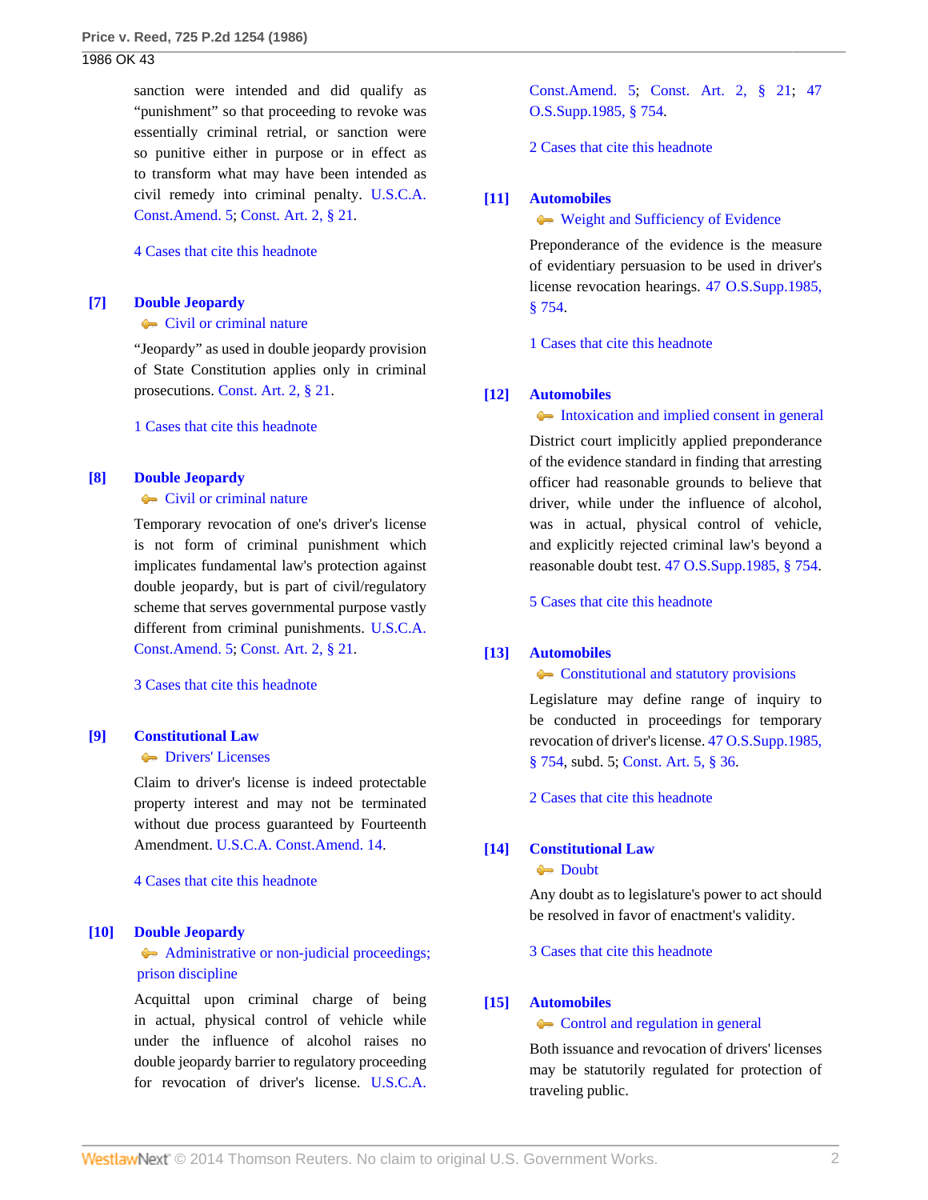sanction were intended and did qualify as "punishment" so that proceeding to revoke was essentially criminal retrial, or sanction were so punitive either in purpose or in effect as to transform what may have been intended as civil remedy into criminal penalty. U.S.C.A. Const.Amend. 5; Const. Art. 2, § 21.

4 Cases that cite this headnote

**[7] Double Jeopardy**
Civil or criminal nature

"Jeopardy" as used in double jeopardy provision of State Constitution applies only in criminal prosecutions. Const. Art. 2, § 21.

1 Cases that cite this headnote

**[8] Double Jeopardy**
Civil or criminal nature

Temporary revocation of one's driver's license is not form of criminal punishment which implicates fundamental law's protection against double jeopardy, but is part of civil/regulatory scheme that serves governmental purpose vastly different from criminal punishments. U.S.C.A. Const.Amend. 5; Const. Art. 2, § 21.

3 Cases that cite this headnote

**[9] Constitutional Law**
Drivers' Licenses

Claim to driver's license is indeed protectable property interest and may not be terminated without due process guaranteed by Fourteenth Amendment. U.S.C.A. Const.Amend. 14.

4 Cases that cite this headnote

**[10] Double Jeopardy**
Administrative or non-judicial proceedings; prison discipline

Acquittal upon criminal charge of being in actual, physical control of vehicle while under the influence of alcohol raises no double jeopardy barrier to regulatory proceeding for revocation of driver's license. U.S.C.A. Const.Amend. 5; Const. Art. 2, § 21; 47 O.S.Supp.1985, § 754.

2 Cases that cite this headnote

**[11] Automobiles**
Weight and Sufficiency of Evidence

Preponderance of the evidence is the measure of evidentiary persuasion to be used in driver's license revocation hearings. 47 O.S.Supp.1985, § 754.

1 Cases that cite this headnote

**[12] Automobiles**
Intoxication and implied consent in general

District court implicitly applied preponderance of the evidence standard in finding that arresting officer had reasonable grounds to believe that driver, while under the influence of alcohol, was in actual, physical control of vehicle, and explicitly rejected criminal law's beyond a reasonable doubt test. 47 O.S.Supp.1985, § 754.

5 Cases that cite this headnote

**[13] Automobiles**
Constitutional and statutory provisions

Legislature may define range of inquiry to be conducted in proceedings for temporary revocation of driver's license. 47 O.S.Supp.1985, § 754, subd. 5; Const. Art. 5, § 36.

2 Cases that cite this headnote

**[14] Constitutional Law**
Doubt

Any doubt as to legislature's power to act should be resolved in favor of enactment's validity.

3 Cases that cite this headnote

**[15] Automobiles**
Control and regulation in general

Both issuance and revocation of drivers' licenses may be statutorily regulated for protection of traveling public.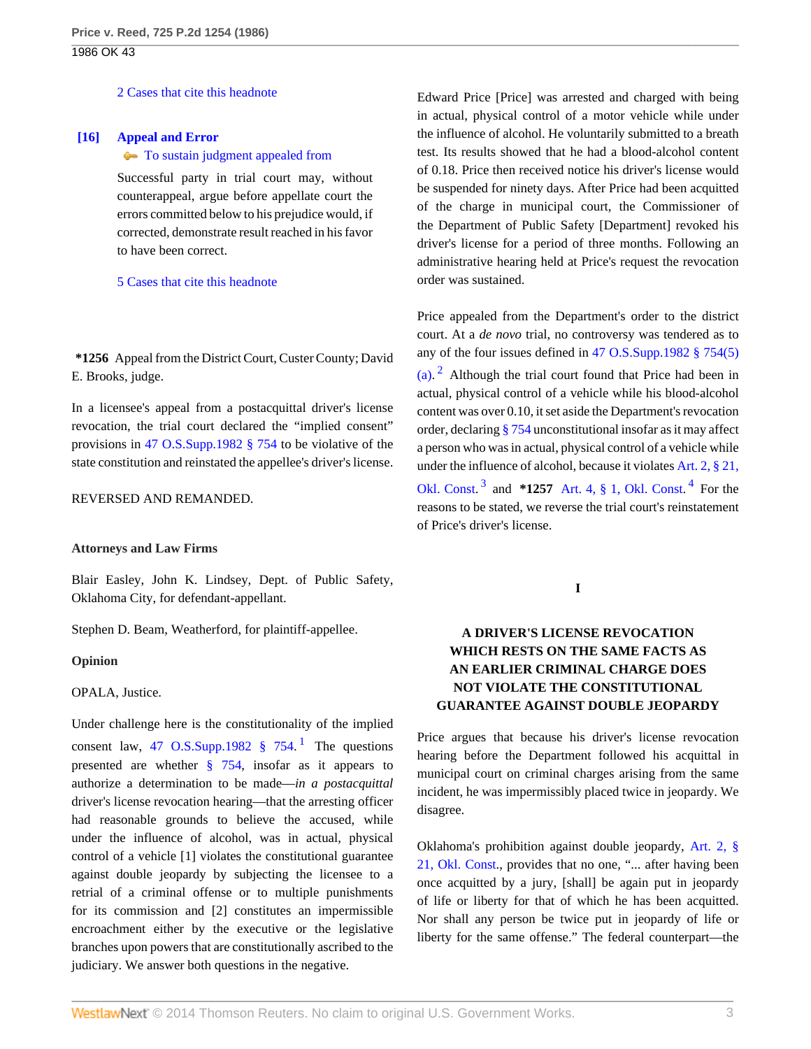2 Cases that cite this headnote

**[16]** **Appeal and Error**
To sustain judgment appealed from

Successful party in trial court may, without counterappeal, argue before appellate court the errors committed below to his prejudice would, if corrected, demonstrate result reached in his favor to have been correct.

5 Cases that cite this headnote

**\*1256** Appeal from the District Court, Custer County; David E. Brooks, judge.

In a licensee's appeal from a postacquittal driver's license revocation, the trial court declared the "implied consent" provisions in 47 O.S.Supp.1982 § 754 to be violative of the state constitution and reinstated the appellee's driver's license.

REVERSED AND REMANDED.

**Attorneys and Law Firms**

Blair Easley, John K. Lindsey, Dept. of Public Safety, Oklahoma City, for defendant-appellant.

Stephen D. Beam, Weatherford, for plaintiff-appellee.

**Opinion**

OPALA, Justice.

Under challenge here is the constitutionality of the implied consent law, 47 O.S.Supp.1982 § 754.[1] The questions presented are whether § 754, insofar as it appears to authorize a determination to be made—*in a postacquittal* driver's license revocation hearing—that the arresting officer had reasonable grounds to believe the accused, while under the influence of alcohol, was in actual, physical control of a vehicle [1] violates the constitutional guarantee against double jeopardy by subjecting the licensee to a retrial of a criminal offense or to multiple punishments for its commission and [2] constitutes an impermissible encroachment either by the executive or the legislative branches upon powers that are constitutionally ascribed to the judiciary. We answer both questions in the negative.

Edward Price [Price] was arrested and charged with being in actual, physical control of a motor vehicle while under the influence of alcohol. He voluntarily submitted to a breath test. Its results showed that he had a blood-alcohol content of 0.18. Price then received notice his driver's license would be suspended for ninety days. After Price had been acquitted of the charge in municipal court, the Commissioner of the Department of Public Safety [Department] revoked his driver's license for a period of three months. Following an administrative hearing held at Price's request the revocation order was sustained.

Price appealed from the Department's order to the district court. At a *de novo* trial, no controversy was tendered as to any of the four issues defined in 47 O.S.Supp.1982 § 754(5)(a).[2] Although the trial court found that Price had been in actual, physical control of a vehicle while his blood-alcohol content was over 0.10, it set aside the Department's revocation order, declaring § 754 unconstitutional insofar as it may affect a person who was in actual, physical control of a vehicle while under the influence of alcohol, because it violates Art. 2, § 21, Okl. Const.[3] and **\*1257** Art. 4, § 1, Okl. Const.[4] For the reasons to be stated, we reverse the trial court's reinstatement of Price's driver's license.

## I

## A DRIVER'S LICENSE REVOCATION WHICH RESTS ON THE SAME FACTS AS AN EARLIER CRIMINAL CHARGE DOES NOT VIOLATE THE CONSTITUTIONAL GUARANTEE AGAINST DOUBLE JEOPARDY

Price argues that because his driver's license revocation hearing before the Department followed his acquittal in municipal court on criminal charges arising from the same incident, he was impermissibly placed twice in jeopardy. We disagree.

Oklahoma's prohibition against double jeopardy, Art. 2, § 21, Okl. Const., provides that no one, "... after having been once acquitted by a jury, [shall] be again put in jeopardy of life or liberty for that of which he has been acquitted. Nor shall any person be twice put in jeopardy of life or liberty for the same offense." The federal counterpart—the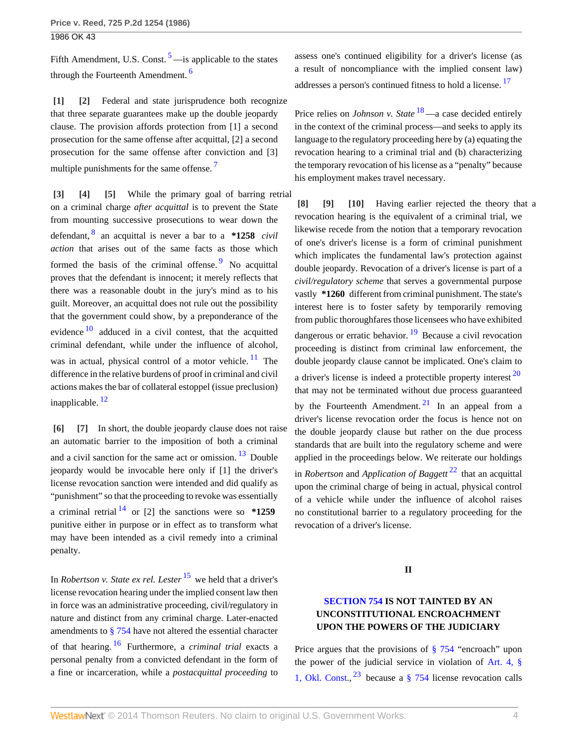Fifth Amendment, U.S. Const. [5]—is applicable to the states through the Fourteenth Amendment. [6]

**[1] [2]** Federal and state jurisprudence both recognize that three separate guarantees make up the double jeopardy clause. The provision affords protection from [1] a second prosecution for the same offense after acquittal, [2] a second prosecution for the same offense after conviction and [3] multiple punishments for the same offense. [7]

**[3] [4] [5]** While the primary goal of barring retrial on a criminal charge *after acquittal* is to prevent the State from mounting successive prosecutions to wear down the defendant, [8] an acquittal is never a bar to a **\*1258** *civil action* that arises out of the same facts as those which formed the basis of the criminal offense. [9] No acquittal proves that the defendant is innocent; it merely reflects that there was a reasonable doubt in the jury's mind as to his guilt. Moreover, an acquittal does not rule out the possibility that the government could show, by a preponderance of the evidence [10] adduced in a civil contest, that the acquitted criminal defendant, while under the influence of alcohol, was in actual, physical control of a motor vehicle. [11] The difference in the relative burdens of proof in criminal and civil actions makes the bar of collateral estoppel (issue preclusion) inapplicable. [12]

**[6] [7]** In short, the double jeopardy clause does not raise an automatic barrier to the imposition of both a criminal and a civil sanction for the same act or omission. [13] Double jeopardy would be invocable here only if [1] the driver's license revocation sanction were intended and did qualify as "punishment" so that the proceeding to revoke was essentially a criminal retrial [14] or [2] the sanctions were so **\*1259** punitive either in purpose or in effect as to transform what may have been intended as a civil remedy into a criminal penalty.

In *Robertson v. State ex rel. Lester* [15] we held that a driver's license revocation hearing under the implied consent law then in force was an administrative proceeding, civil/regulatory in nature and distinct from any criminal charge. Later-enacted amendments to § 754 have not altered the essential character of that hearing. [16] Furthermore, a *criminal trial* exacts a personal penalty from a convicted defendant in the form of a fine or incarceration, while a *postacquittal proceeding* to assess one's continued eligibility for a driver's license (as a result of noncompliance with the implied consent law) addresses a person's continued fitness to hold a license. [17]

Price relies on *Johnson v. State* [18]—a case decided entirely in the context of the criminal process—and seeks to apply its language to the regulatory proceeding here by (a) equating the revocation hearing to a criminal trial and (b) characterizing the temporary revocation of his license as a "penalty" because his employment makes travel necessary.

**[8] [9] [10]** Having earlier rejected the theory that a revocation hearing is the equivalent of a criminal trial, we likewise recede from the notion that a temporary revocation of one's driver's license is a form of criminal punishment which implicates the fundamental law's protection against double jeopardy. Revocation of a driver's license is part of a *civil/regulatory scheme* that serves a governmental purpose vastly **\*1260** different from criminal punishment. The state's interest here is to foster safety by temporarily removing from public thoroughfares those licensees who have exhibited dangerous or erratic behavior. [19] Because a civil revocation proceeding is distinct from criminal law enforcement, the double jeopardy clause cannot be implicated. One's claim to a driver's license is indeed a protectible property interest [20] that may not be terminated without due process guaranteed by the Fourteenth Amendment. [21] In an appeal from a driver's license revocation order the focus is hence not on the double jeopardy clause but rather on the due process standards that are built into the regulatory scheme and were applied in the proceedings below. We reiterate our holdings in *Robertson* and *Application of Baggett* [22] that an acquittal upon the criminal charge of being in actual, physical control of a vehicle while under the influence of alcohol raises no constitutional barrier to a regulatory proceeding for the revocation of a driver's license.

## II

### SECTION 754 IS NOT TAINTED BY AN UNCONSTITUTIONAL ENCROACHMENT UPON THE POWERS OF THE JUDICIARY

Price argues that the provisions of § 754 "encroach" upon the power of the judicial service in violation of Art. 4, § 1, Okl. Const., [23] because a § 754 license revocation calls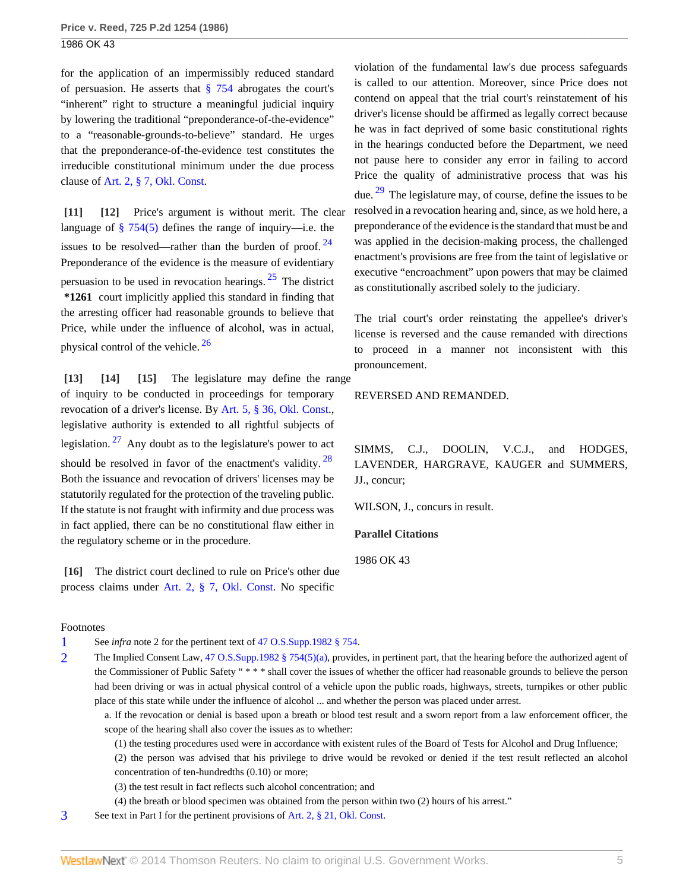for the application of an impermissibly reduced standard of persuasion. He asserts that § 754 abrogates the court's "inherent" right to structure a meaningful judicial inquiry by lowering the traditional "preponderance-of-the-evidence" to a "reasonable-grounds-to-believe" standard. He urges that the preponderance-of-the-evidence test constitutes the irreducible constitutional minimum under the due process clause of Art. 2, § 7, Okl. Const.

**[11]** **[12]** Price's argument is without merit. The clear language of § 754(5) defines the range of inquiry—i.e. the issues to be resolved—rather than the burden of proof.[24] Preponderance of the evidence is the measure of evidentiary persuasion to be used in revocation hearings.[25] The district **\*1261** court implicitly applied this standard in finding that the arresting officer had reasonable grounds to believe that Price, while under the influence of alcohol, was in actual, physical control of the vehicle.[26]

**[13]** **[14]** **[15]** The legislature may define the range of inquiry to be conducted in proceedings for temporary revocation of a driver's license. By Art. 5, § 36, Okl. Const., legislative authority is extended to all rightful subjects of legislation.[27] Any doubt as to the legislature's power to act should be resolved in favor of the enactment's validity.[28] Both the issuance and revocation of drivers' licenses may be statutorily regulated for the protection of the traveling public. If the statute is not fraught with infirmity and due process was in fact applied, there can be no constitutional flaw either in the regulatory scheme or in the procedure.

**[16]** The district court declined to rule on Price's other due process claims under Art. 2, § 7, Okl. Const. No specific violation of the fundamental law's due process safeguards is called to our attention. Moreover, since Price does not contend on appeal that the trial court's reinstatement of his driver's license should be affirmed as legally correct because he was in fact deprived of some basic constitutional rights in the hearings conducted before the Department, we need not pause here to consider any error in failing to accord Price the quality of administrative process that was his due.[29] The legislature may, of course, define the issues to be resolved in a revocation hearing and, since, as we hold here, a preponderance of the evidence is the standard that must be and was applied in the decision-making process, the challenged enactment's provisions are free from the taint of legislative or executive "encroachment" upon powers that may be claimed as constitutionally ascribed solely to the judiciary.

The trial court's order reinstating the appellee's driver's license is reversed and the cause remanded with directions to proceed in a manner not inconsistent with this pronouncement.

REVERSED AND REMANDED.

SIMMS, C.J., DOOLIN, V.C.J., and HODGES, LAVENDER, HARGRAVE, KAUGER and SUMMERS, JJ., concur;

WILSON, J., concurs in result.

**Parallel Citations**

1986 OK 43

Footnotes

1 See *infra* note 2 for the pertinent text of 47 O.S.Supp.1982 § 754.

2 The Implied Consent Law, 47 O.S.Supp.1982 § 754(5)(a), provides, in pertinent part, that the hearing before the authorized agent of the Commissioner of Public Safety " \* \* \* shall cover the issues of whether the officer had reasonable grounds to believe the person had been driving or was in actual physical control of a vehicle upon the public roads, highways, streets, turnpikes or other public place of this state while under the influence of alcohol ... and whether the person was placed under arrest.

> a. If the revocation or denial is based upon a breath or blood test result and a sworn report from a law enforcement officer, the scope of the hearing shall also cover the issues as to whether:
>
> (1) the testing procedures used were in accordance with existent rules of the Board of Tests for Alcohol and Drug Influence;
>
> (2) the person was advised that his privilege to drive would be revoked or denied if the test result reflected an alcohol concentration of ten-hundredths (0.10) or more;
>
> (3) the test result in fact reflects such alcohol concentration; and
>
> (4) the breath or blood specimen was obtained from the person within two (2) hours of his arrest."

3 See text in Part I for the pertinent provisions of Art. 2, § 21, Okl. Const.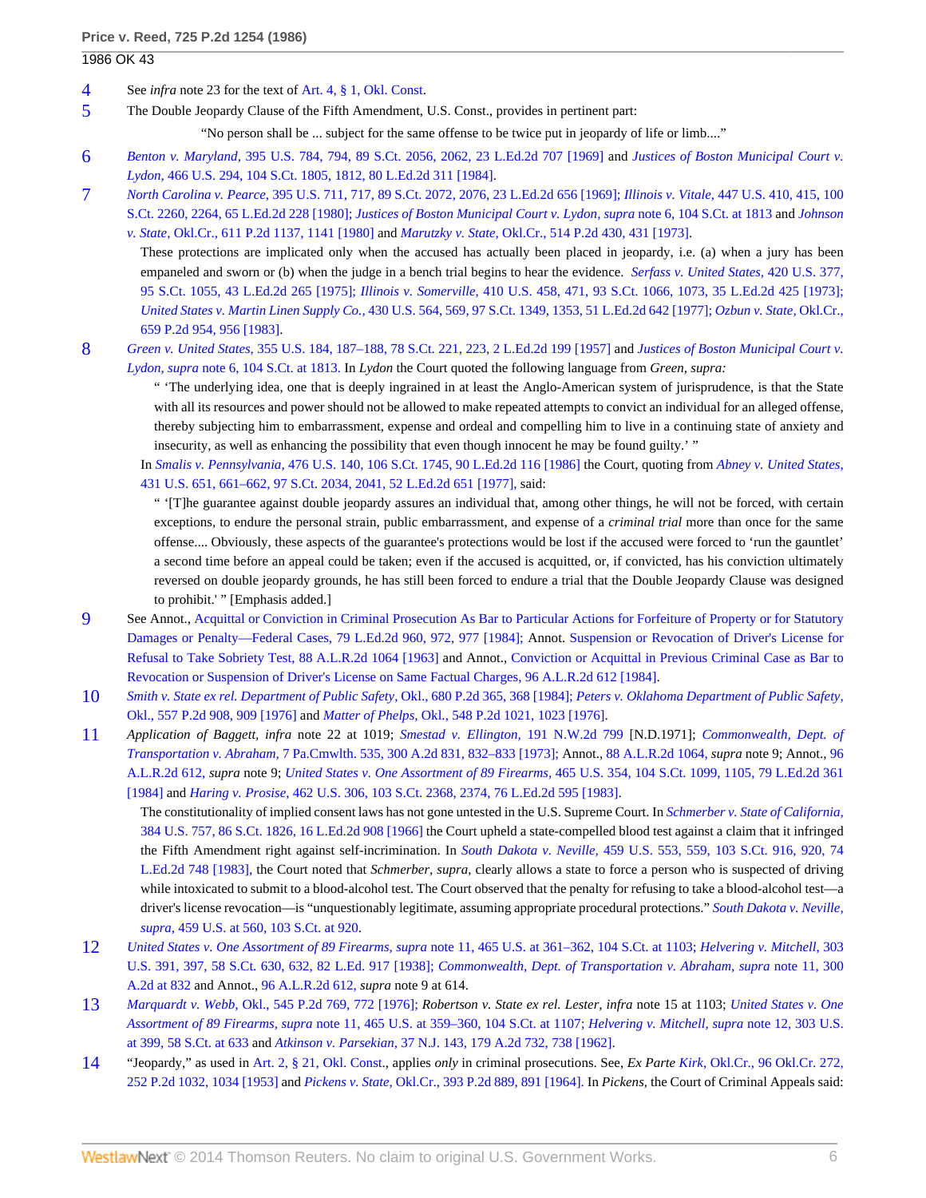4 See *infra* note 23 for the text of Art. 4, § 1, Okl. Const.

5 The Double Jeopardy Clause of the Fifth Amendment, U.S. Const., provides in pertinent part:

> "No person shall be ... subject for the same offense to be twice put in jeopardy of life or limb...."

6 *Benton v. Maryland,* 395 U.S. 784, 794, 89 S.Ct. 2056, 2062, 23 L.Ed.2d 707 [1969] and *Justices of Boston Municipal Court v. Lydon,* 466 U.S. 294, 104 S.Ct. 1805, 1812, 80 L.Ed.2d 311 [1984].

7 *North Carolina v. Pearce,* 395 U.S. 711, 717, 89 S.Ct. 2072, 2076, 23 L.Ed.2d 656 [1969]; *Illinois v. Vitale,* 447 U.S. 410, 415, 100 S.Ct. 2260, 2264, 65 L.Ed.2d 228 [1980]; *Justices of Boston Municipal Court v. Lydon, supra* note 6, 104 S.Ct. at 1813 and *Johnson v. State,* Okl.Cr., 611 P.2d 1137, 1141 [1980] and *Marutzky v. State,* Okl.Cr., 514 P.2d 430, 431 [1973].

These protections are implicated only when the accused has actually been placed in jeopardy, i.e. (a) when a jury has been empaneled and sworn or (b) when the judge in a bench trial begins to hear the evidence. *Serfass v. United States,* 420 U.S. 377, 95 S.Ct. 1055, 43 L.Ed.2d 265 [1975]; *Illinois v. Somerville,* 410 U.S. 458, 471, 93 S.Ct. 1066, 1073, 35 L.Ed.2d 425 [1973]; *United States v. Martin Linen Supply Co.,* 430 U.S. 564, 569, 97 S.Ct. 1349, 1353, 51 L.Ed.2d 642 [1977]; *Ozbun v. State,* Okl.Cr., 659 P.2d 954, 956 [1983].

8 *Green v. United States,* 355 U.S. 184, 187–188, 78 S.Ct. 221, 223, 2 L.Ed.2d 199 [1957] and *Justices of Boston Municipal Court v. Lydon, supra* note 6, 104 S.Ct. at 1813. In *Lydon* the Court quoted the following language from *Green, supra:*

> " 'The underlying idea, one that is deeply ingrained in at least the Anglo-American system of jurisprudence, is that the State with all its resources and power should not be allowed to make repeated attempts to convict an individual for an alleged offense, thereby subjecting him to embarrassment, expense and ordeal and compelling him to live in a continuing state of anxiety and insecurity, as well as enhancing the possibility that even though innocent he may be found guilty.' "

In *Smalis v. Pennsylvania,* 476 U.S. 140, 106 S.Ct. 1745, 90 L.Ed.2d 116 [1986] the Court, quoting from *Abney v. United States,* 431 U.S. 651, 661–662, 97 S.Ct. 2034, 2041, 52 L.Ed.2d 651 [1977], said:

> " '[T]he guarantee against double jeopardy assures an individual that, among other things, he will not be forced, with certain exceptions, to endure the personal strain, public embarrassment, and expense of a *criminal trial* more than once for the same offense.... Obviously, these aspects of the guarantee's protections would be lost if the accused were forced to 'run the gauntlet' a second time before an appeal could be taken; even if the accused is acquitted, or, if convicted, has his conviction ultimately reversed on double jeopardy grounds, he has still been forced to endure a trial that the Double Jeopardy Clause was designed to prohibit.' " [Emphasis added.]

9 See Annot., Acquittal or Conviction in Criminal Prosecution As Bar to Particular Actions for Forfeiture of Property or for Statutory Damages or Penalty—Federal Cases, 79 L.Ed.2d 960, 972, 977 [1984]; Annot. Suspension or Revocation of Driver's License for Refusal to Take Sobriety Test, 88 A.L.R.2d 1064 [1963] and Annot., Conviction or Acquittal in Previous Criminal Case as Bar to Revocation or Suspension of Driver's License on Same Factual Charges, 96 A.L.R.2d 612 [1984].

10 *Smith v. State ex rel. Department of Public Safety,* Okl., 680 P.2d 365, 368 [1984]; *Peters v. Oklahoma Department of Public Safety,* Okl., 557 P.2d 908, 909 [1976] and *Matter of Phelps,* Okl., 548 P.2d 1021, 1023 [1976].

11 *Application of Baggett, infra* note 22 at 1019; *Smestad v. Ellington,* 191 N.W.2d 799 [N.D.1971]; *Commonwealth, Dept. of Transportation v. Abraham,* 7 Pa.Cmwlth. 535, 300 A.2d 831, 832–833 [1973]; Annot., 88 A.L.R.2d 1064, *supra* note 9; Annot., 96 A.L.R.2d 612, *supra* note 9; *United States v. One Assortment of 89 Firearms,* 465 U.S. 354, 104 S.Ct. 1099, 1105, 79 L.Ed.2d 361 [1984] and *Haring v. Prosise,* 462 U.S. 306, 103 S.Ct. 2368, 2374, 76 L.Ed.2d 595 [1983].

The constitutionality of implied consent laws has not gone untested in the U.S. Supreme Court. In *Schmerber v. State of California,* 384 U.S. 757, 86 S.Ct. 1826, 16 L.Ed.2d 908 [1966] the Court upheld a state-compelled blood test against a claim that it infringed the Fifth Amendment right against self-incrimination. In *South Dakota v. Neville,* 459 U.S. 553, 559, 103 S.Ct. 916, 920, 74 L.Ed.2d 748 [1983], the Court noted that *Schmerber, supra,* clearly allows a state to force a person who is suspected of driving while intoxicated to submit to a blood-alcohol test. The Court observed that the penalty for refusing to take a blood-alcohol test—a driver's license revocation—is "unquestionably legitimate, assuming appropriate procedural protections." *South Dakota v. Neville, supra,* 459 U.S. at 560, 103 S.Ct. at 920.

12 *United States v. One Assortment of 89 Firearms, supra* note 11, 465 U.S. at 361–362, 104 S.Ct. at 1103; *Helvering v. Mitchell,* 303 U.S. 391, 397, 58 S.Ct. 630, 632, 82 L.Ed. 917 [1938]; *Commonwealth, Dept. of Transportation v. Abraham, supra* note 11, 300 A.2d at 832 and Annot., 96 A.L.R.2d 612, *supra* note 9 at 614.

13 *Marquardt v. Webb,* Okl., 545 P.2d 769, 772 [1976]; *Robertson v. State ex rel. Lester, infra* note 15 at 1103; *United States v. One Assortment of 89 Firearms, supra* note 11, 465 U.S. at 359–360, 104 S.Ct. at 1107; *Helvering v. Mitchell, supra* note 12, 303 U.S. at 399, 58 S.Ct. at 633 and *Atkinson v. Parsekian,* 37 N.J. 143, 179 A.2d 732, 738 [1962].

14 "Jeopardy," as used in Art. 2, § 21, Okl. Const., applies *only* in criminal prosecutions. See, *Ex Parte Kirk,* Okl.Cr., 96 Okl.Cr. 272, 252 P.2d 1032, 1034 [1953] and *Pickens v. State,* Okl.Cr., 393 P.2d 889, 891 [1964]. In *Pickens,* the Court of Criminal Appeals said: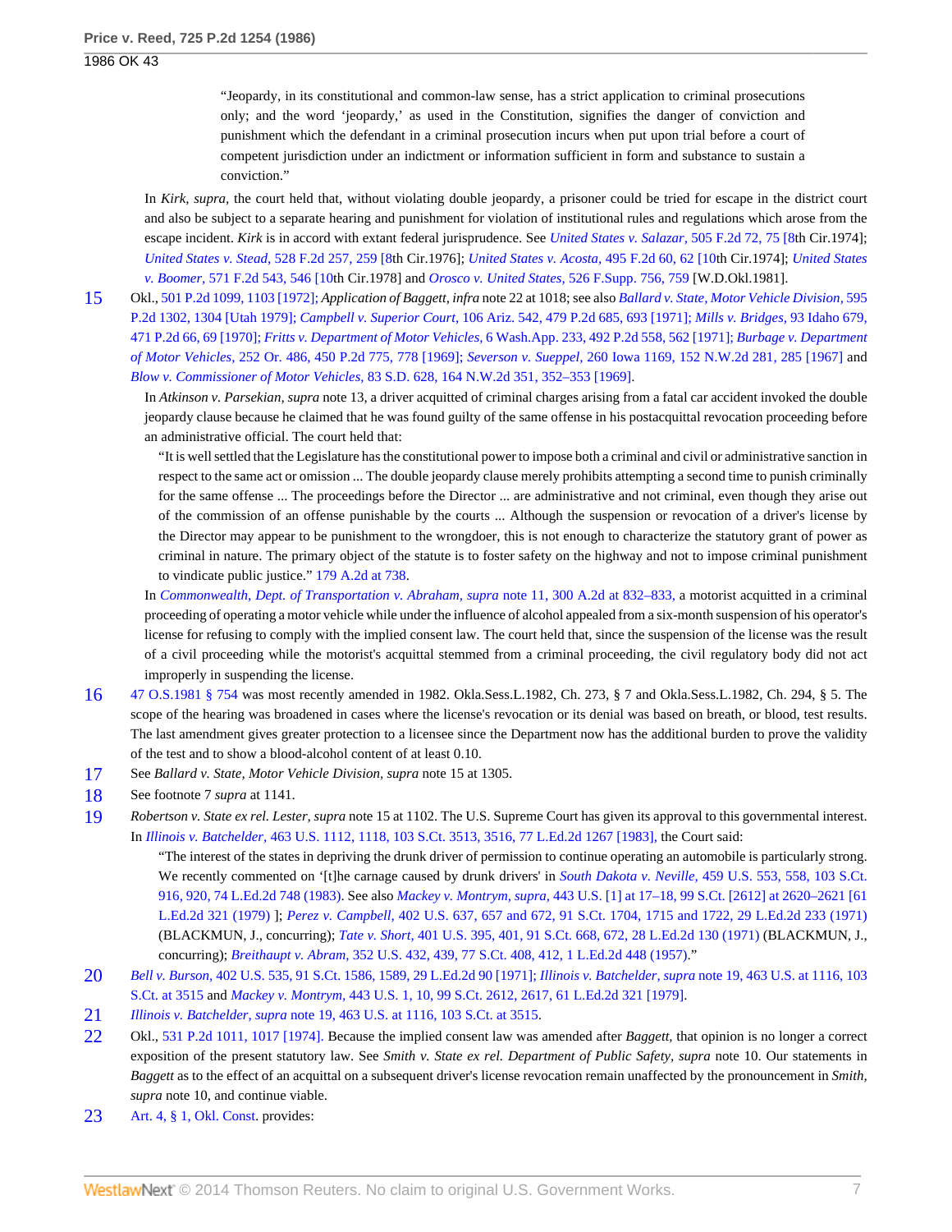"Jeopardy, in its constitutional and common-law sense, has a strict application to criminal prosecutions only; and the word 'jeopardy,' as used in the Constitution, signifies the danger of conviction and punishment which the defendant in a criminal prosecution incurs when put upon trial before a court of competent jurisdiction under an indictment or information sufficient in form and substance to sustain a conviction."

In *Kirk, supra,* the court held that, without violating double jeopardy, a prisoner could be tried for escape in the district court and also be subject to a separate hearing and punishment for violation of institutional rules and regulations which arose from the escape incident. *Kirk* is in accord with extant federal jurisprudence. See *United States v. Salazar,* 505 F.2d 72, 75 [8th Cir.1974]; *United States v. Stead,* 528 F.2d 257, 259 [8th Cir.1976]; *United States v. Acosta,* 495 F.2d 60, 62 [10th Cir.1974]; *United States v. Boomer,* 571 F.2d 543, 546 [10th Cir.1978] and *Orosco v. United States,* 526 F.Supp. 756, 759 [W.D.Okl.1981].

15 Okl., 501 P.2d 1099, 1103 [1972]; *Application of Baggett, infra* note 22 at 1018; see also *Ballard v. State, Motor Vehicle Division,* 595 P.2d 1302, 1304 [Utah 1979]; *Campbell v. Superior Court,* 106 Ariz. 542, 479 P.2d 685, 693 [1971]; *Mills v. Bridges,* 93 Idaho 679, 471 P.2d 66, 69 [1970]; *Fritts v. Department of Motor Vehicles,* 6 Wash.App. 233, 492 P.2d 558, 562 [1971]; *Burbage v. Department of Motor Vehicles,* 252 Or. 486, 450 P.2d 775, 778 [1969]; *Severson v. Sueppel,* 260 Iowa 1169, 152 N.W.2d 281, 285 [1967] and *Blow v. Commissioner of Motor Vehicles,* 83 S.D. 628, 164 N.W.2d 351, 352–353 [1969].

In *Atkinson v. Parsekian, supra* note 13, a driver acquitted of criminal charges arising from a fatal car accident invoked the double jeopardy clause because he claimed that he was found guilty of the same offense in his postacquittal revocation proceeding before an administrative official. The court held that:

"It is well settled that the Legislature has the constitutional power to impose both a criminal and civil or administrative sanction in respect to the same act or omission ... The double jeopardy clause merely prohibits attempting a second time to punish criminally for the same offense ... The proceedings before the Director ... are administrative and not criminal, even though they arise out of the commission of an offense punishable by the courts ... Although the suspension or revocation of a driver's license by the Director may appear to be punishment to the wrongdoer, this is not enough to characterize the statutory grant of power as criminal in nature. The primary object of the statute is to foster safety on the highway and not to impose criminal punishment to vindicate public justice." 179 A.2d at 738.

In *Commonwealth, Dept. of Transportation v. Abraham, supra* note 11, 300 A.2d at 832–833, a motorist acquitted in a criminal proceeding of operating a motor vehicle while under the influence of alcohol appealed from a six-month suspension of his operator's license for refusing to comply with the implied consent law. The court held that, since the suspension of the license was the result of a civil proceeding while the motorist's acquittal stemmed from a criminal proceeding, the civil regulatory body did not act improperly in suspending the license.

16 47 O.S.1981 § 754 was most recently amended in 1982. Okla.Sess.L.1982, Ch. 273, § 7 and Okla.Sess.L.1982, Ch. 294, § 5. The scope of the hearing was broadened in cases where the license's revocation or its denial was based on breath, or blood, test results. The last amendment gives greater protection to a licensee since the Department now has the additional burden to prove the validity of the test and to show a blood-alcohol content of at least 0.10.

17 See *Ballard v. State, Motor Vehicle Division, supra* note 15 at 1305.

18 See footnote 7 *supra* at 1141.

19 *Robertson v. State ex rel. Lester, supra* note 15 at 1102. The U.S. Supreme Court has given its approval to this governmental interest. In *Illinois v. Batchelder,* 463 U.S. 1112, 1118, 103 S.Ct. 3513, 3516, 77 L.Ed.2d 1267 [1983], the Court said:

"The interest of the states in depriving the drunk driver of permission to continue operating an automobile is particularly strong. We recently commented on '[t]he carnage caused by drunk drivers' in *South Dakota v. Neville,* 459 U.S. 553, 558, 103 S.Ct. 916, 920, 74 L.Ed.2d 748 (1983). See also *Mackey v. Montrym, supra,* 443 U.S. [1] at 17–18, 99 S.Ct. [2612] at 2620–2621 [61 L.Ed.2d 321 (1979) ]; *Perez v. Campbell,* 402 U.S. 637, 657 and 672, 91 S.Ct. 1704, 1715 and 1722, 29 L.Ed.2d 233 (1971) (BLACKMUN, J., concurring); *Tate v. Short,* 401 U.S. 395, 401, 91 S.Ct. 668, 672, 28 L.Ed.2d 130 (1971) (BLACKMUN, J., concurring); *Breithaupt v. Abram,* 352 U.S. 432, 439, 77 S.Ct. 408, 412, 1 L.Ed.2d 448 (1957)."

20 *Bell v. Burson,* 402 U.S. 535, 91 S.Ct. 1586, 1589, 29 L.Ed.2d 90 [1971]; *Illinois v. Batchelder, supra* note 19, 463 U.S. at 1116, 103 S.Ct. at 3515 and *Mackey v. Montrym,* 443 U.S. 1, 10, 99 S.Ct. 2612, 2617, 61 L.Ed.2d 321 [1979].

21 *Illinois v. Batchelder, supra* note 19, 463 U.S. at 1116, 103 S.Ct. at 3515.

22 Okl., 531 P.2d 1011, 1017 [1974]. Because the implied consent law was amended after *Baggett,* that opinion is no longer a correct exposition of the present statutory law. See *Smith v. State ex rel. Department of Public Safety, supra* note 10. Our statements in *Baggett* as to the effect of an acquittal on a subsequent driver's license revocation remain unaffected by the pronouncement in *Smith, supra* note 10, and continue viable.

23 Art. 4, § 1, Okl. Const. provides: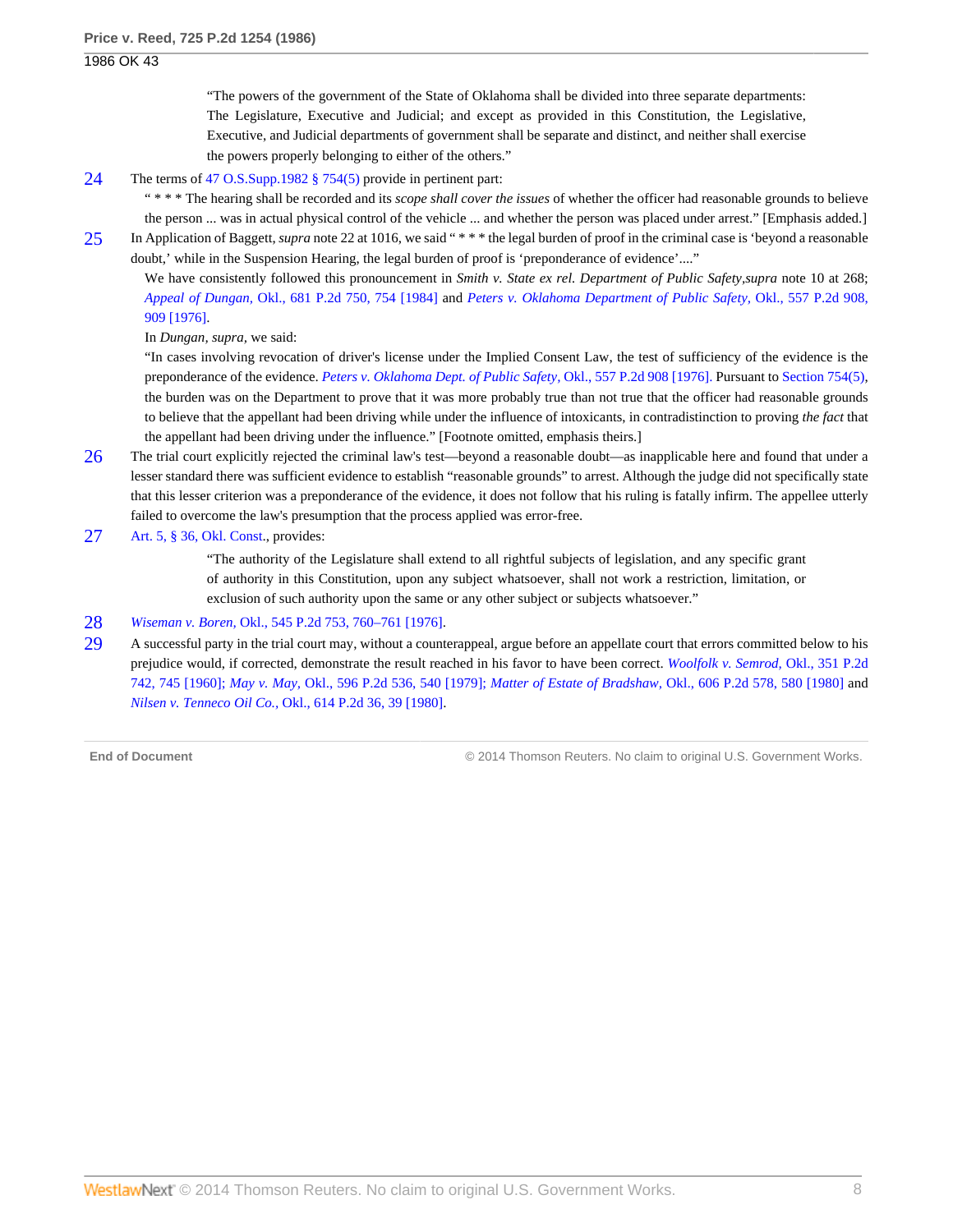"The powers of the government of the State of Oklahoma shall be divided into three separate departments: The Legislature, Executive and Judicial; and except as provided in this Constitution, the Legislative, Executive, and Judicial departments of government shall be separate and distinct, and neither shall exercise the powers properly belonging to either of the others."

24 The terms of 47 O.S.Supp.1982 § 754(5) provide in pertinent part:

" * * * The hearing shall be recorded and its *scope shall cover the issues* of whether the officer had reasonable grounds to believe the person ... was in actual physical control of the vehicle ... and whether the person was placed under arrest." [Emphasis added.]

25 In Application of Baggett, *supra* note 22 at 1016, we said " * * * the legal burden of proof in the criminal case is 'beyond a reasonable doubt,' while in the Suspension Hearing, the legal burden of proof is 'preponderance of evidence'...."

We have consistently followed this pronouncement in *Smith v. State ex rel. Department of Public Safety,supra* note 10 at 268; *Appeal of Dungan,* Okl., 681 P.2d 750, 754 [1984] and *Peters v. Oklahoma Department of Public Safety,* Okl., 557 P.2d 908, 909 [1976].

In *Dungan, supra,* we said:

"In cases involving revocation of driver's license under the Implied Consent Law, the test of sufficiency of the evidence is the preponderance of the evidence. *Peters v. Oklahoma Dept. of Public Safety,* Okl., 557 P.2d 908 [1976]. Pursuant to Section 754(5), the burden was on the Department to prove that it was more probably true than not true that the officer had reasonable grounds to believe that the appellant had been driving while under the influence of intoxicants, in contradistinction to proving *the fact* that the appellant had been driving under the influence." [Footnote omitted, emphasis theirs.]

26 The trial court explicitly rejected the criminal law's test—beyond a reasonable doubt—as inapplicable here and found that under a lesser standard there was sufficient evidence to establish "reasonable grounds" to arrest. Although the judge did not specifically state that this lesser criterion was a preponderance of the evidence, it does not follow that his ruling is fatally infirm. The appellee utterly failed to overcome the law's presumption that the process applied was error-free.

27 Art. 5, § 36, Okl. Const., provides:

"The authority of the Legislature shall extend to all rightful subjects of legislation, and any specific grant of authority in this Constitution, upon any subject whatsoever, shall not work a restriction, limitation, or exclusion of such authority upon the same or any other subject or subjects whatsoever."

28 *Wiseman v. Boren,* Okl., 545 P.2d 753, 760–761 [1976].

29 A successful party in the trial court may, without a counterappeal, argue before an appellate court that errors committed below to his prejudice would, if corrected, demonstrate the result reached in his favor to have been correct. *Woolfolk v. Semrod,* Okl., 351 P.2d 742, 745 [1960]; *May v. May,* Okl., 596 P.2d 536, 540 [1979]; *Matter of Estate of Bradshaw,* Okl., 606 P.2d 578, 580 [1980] and *Nilsen v. Tenneco Oil Co.,* Okl., 614 P.2d 36, 39 [1980].

**End of Document** © 2014 Thomson Reuters. No claim to original U.S. Government Works.